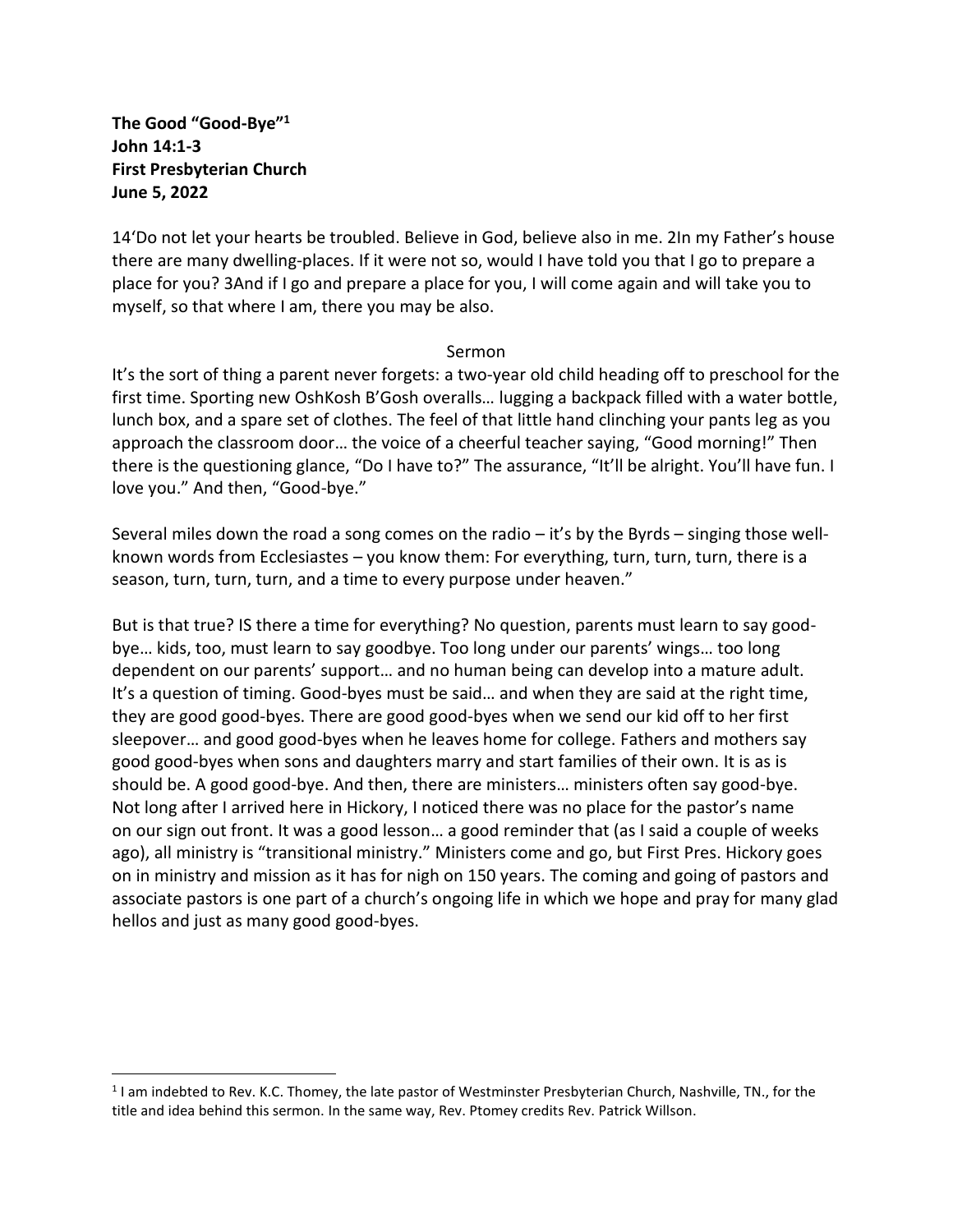**The Good "Good-Bye"[1]**
**John 14:1-3**
**First Presbyterian Church**
**June 5, 2022**

14'Do not let your hearts be troubled. Believe in God, believe also in me. 2In my Father's house there are many dwelling-places. If it were not so, would I have told you that I go to prepare a place for you? 3And if I go and prepare a place for you, I will come again and will take you to myself, so that where I am, there you may be also.

Sermon

It's the sort of thing a parent never forgets: a two-year old child heading off to preschool for the first time. Sporting new OshKosh B'Gosh overalls… lugging a backpack filled with a water bottle, lunch box, and a spare set of clothes. The feel of that little hand clinching your pants leg as you approach the classroom door… the voice of a cheerful teacher saying, "Good morning!" Then there is the questioning glance, "Do I have to?" The assurance, "It'll be alright. You'll have fun. I love you." And then, "Good-bye."

Several miles down the road a song comes on the radio – it's by the Byrds – singing those well-known words from Ecclesiastes – you know them: For everything, turn, turn, turn, there is a season, turn, turn, turn, and a time to every purpose under heaven."

But is that true? IS there a time for everything? No question, parents must learn to say good-bye… kids, too, must learn to say goodbye. Too long under our parents' wings… too long dependent on our parents' support… and no human being can develop into a mature adult. It's a question of timing. Good-byes must be said… and when they are said at the right time, they are good good-byes. There are good good-byes when we send our kid off to her first sleepover… and good good-byes when he leaves home for college. Fathers and mothers say good good-byes when sons and daughters marry and start families of their own. It is as is should be. A good good-bye. And then, there are ministers… ministers often say good-bye. Not long after I arrived here in Hickory, I noticed there was no place for the pastor's name on our sign out front. It was a good lesson… a good reminder that (as I said a couple of weeks ago), all ministry is "transitional ministry." Ministers come and go, but First Pres. Hickory goes on in ministry and mission as it has for nigh on 150 years. The coming and going of pastors and associate pastors is one part of a church's ongoing life in which we hope and pray for many glad hellos and just as many good good-byes.

---

[1] I am indebted to Rev. K.C. Thomey, the late pastor of Westminster Presbyterian Church, Nashville, TN., for the title and idea behind this sermon. In the same way, Rev. Ptomey credits Rev. Patrick Willson.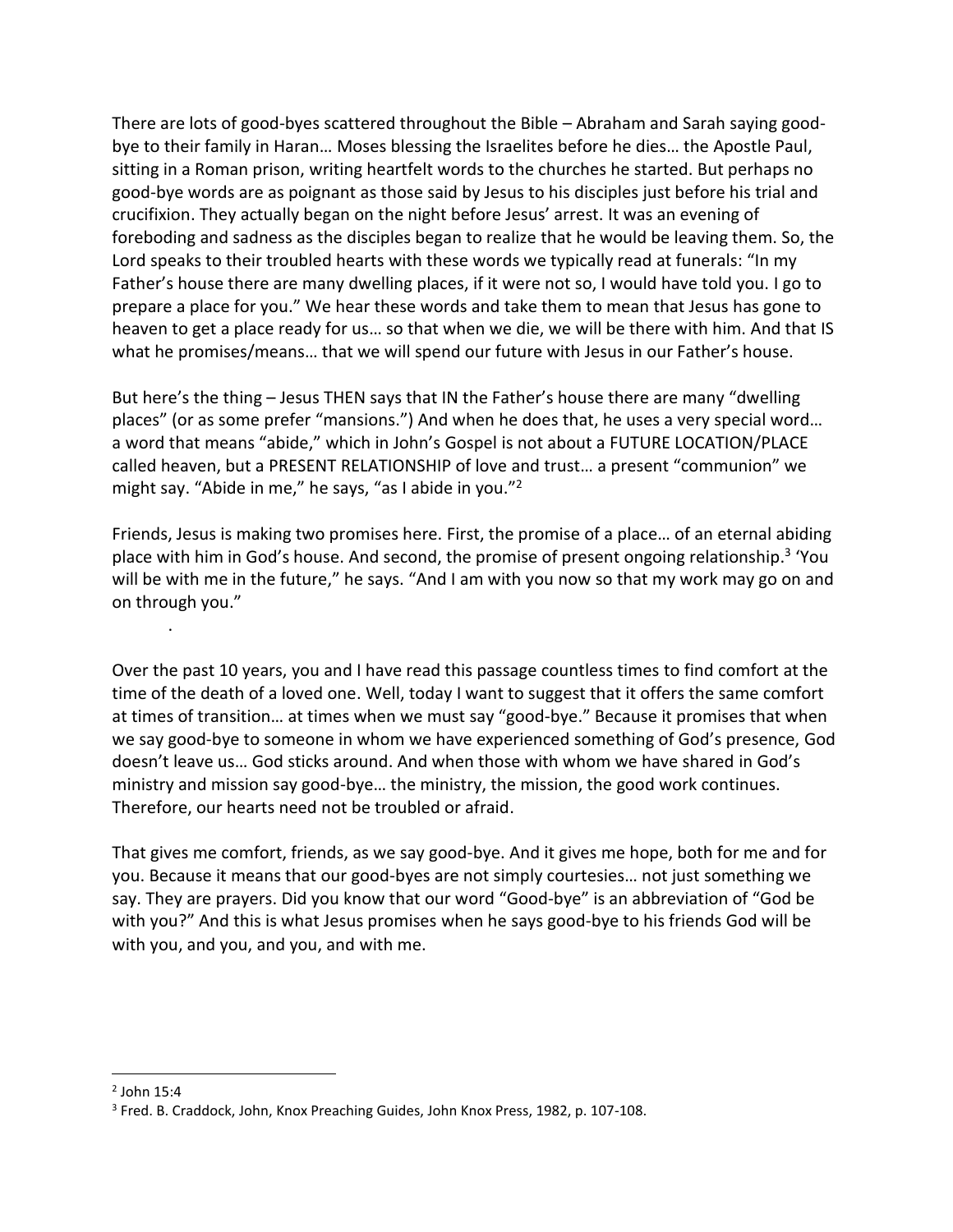There are lots of good-byes scattered throughout the Bible – Abraham and Sarah saying good-bye to their family in Haran… Moses blessing the Israelites before he dies… the Apostle Paul, sitting in a Roman prison, writing heartfelt words to the churches he started. But perhaps no good-bye words are as poignant as those said by Jesus to his disciples just before his trial and crucifixion. They actually began on the night before Jesus' arrest. It was an evening of foreboding and sadness as the disciples began to realize that he would be leaving them. So, the Lord speaks to their troubled hearts with these words we typically read at funerals: "In my Father's house there are many dwelling places, if it were not so, I would have told you. I go to prepare a place for you." We hear these words and take them to mean that Jesus has gone to heaven to get a place ready for us… so that when we die, we will be there with him. And that IS what he promises/means… that we will spend our future with Jesus in our Father's house.

But here's the thing – Jesus THEN says that IN the Father's house there are many "dwelling places" (or as some prefer "mansions.") And when he does that, he uses a very special word… a word that means "abide," which in John's Gospel is not about a FUTURE LOCATION/PLACE called heaven, but a PRESENT RELATIONSHIP of love and trust… a present "communion" we might say. "Abide in me," he says, "as I abide in you."[2]

Friends, Jesus is making two promises here. First, the promise of a place… of an eternal abiding place with him in God's house. And second, the promise of present ongoing relationship.[3] 'You will be with me in the future," he says. "And I am with you now so that my work may go on and on through you."

.

Over the past 10 years, you and I have read this passage countless times to find comfort at the time of the death of a loved one. Well, today I want to suggest that it offers the same comfort at times of transition… at times when we must say "good-bye." Because it promises that when we say good-bye to someone in whom we have experienced something of God's presence, God doesn't leave us… God sticks around. And when those with whom we have shared in God's ministry and mission say good-bye… the ministry, the mission, the good work continues. Therefore, our hearts need not be troubled or afraid.

That gives me comfort, friends, as we say good-bye. And it gives me hope, both for me and for you. Because it means that our good-byes are not simply courtesies… not just something we say. They are prayers. Did you know that our word "Good-bye" is an abbreviation of "God be with you?" And this is what Jesus promises when he says good-bye to his friends God will be with you, and you, and you, and with me.

---

[2] John 15:4

[3] Fred. B. Craddock, John, Knox Preaching Guides, John Knox Press, 1982, p. 107-108.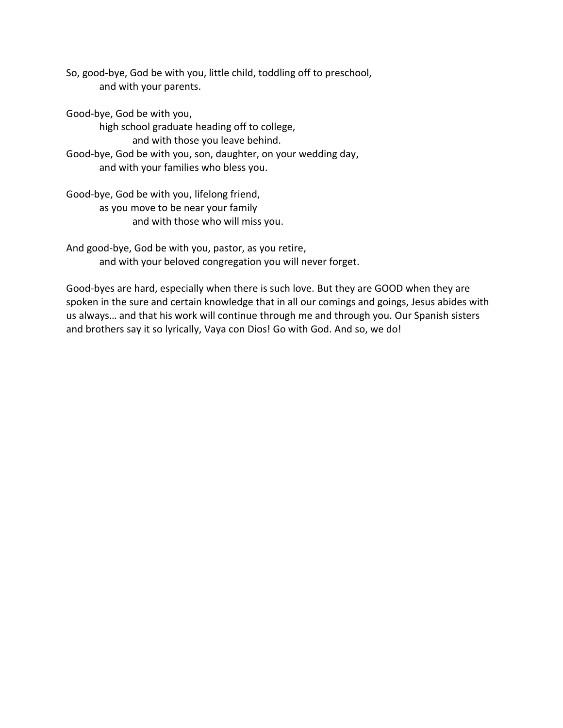So, good-bye, God be with you, little child, toddling off to preschool,
    and with your parents.

Good-bye, God be with you,
    high school graduate heading off to college,
        and with those you leave behind.
Good-bye, God be with you, son, daughter, on your wedding day,
    and with your families who bless you.

Good-bye, God be with you, lifelong friend,
    as you move to be near your family
        and with those who will miss you.

And good-bye, God be with you, pastor, as you retire,
    and with your beloved congregation you will never forget.

Good-byes are hard, especially when there is such love. But they are GOOD when they are spoken in the sure and certain knowledge that in all our comings and goings, Jesus abides with us always… and that his work will continue through me and through you. Our Spanish sisters and brothers say it so lyrically, Vaya con Dios! Go with God. And so, we do!